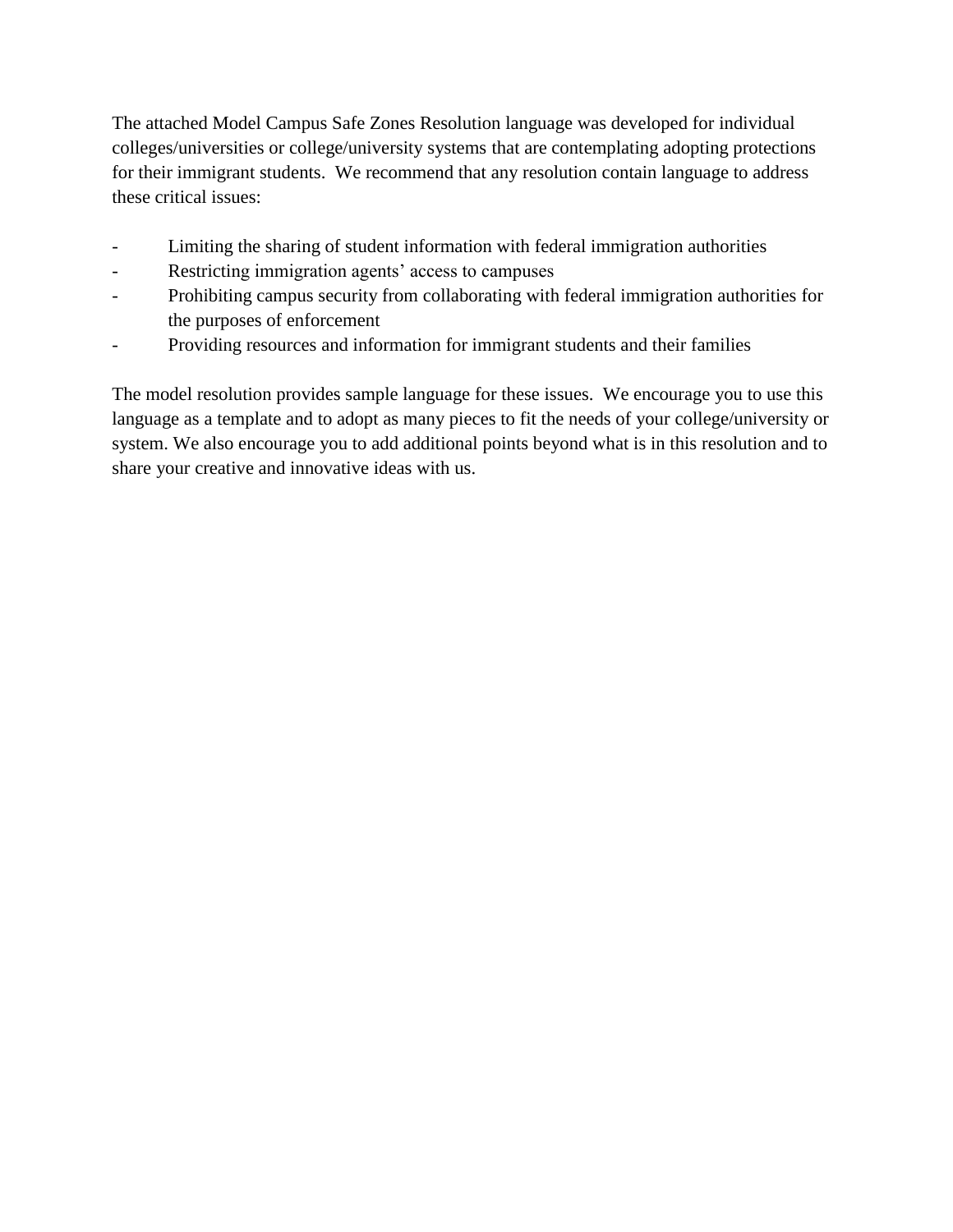The attached Model Campus Safe Zones Resolution language was developed for individual colleges/universities or college/university systems that are contemplating adopting protections for their immigrant students. We recommend that any resolution contain language to address these critical issues:

- Limiting the sharing of student information with federal immigration authorities
- Restricting immigration agents' access to campuses
- Prohibiting campus security from collaborating with federal immigration authorities for the purposes of enforcement
- Providing resources and information for immigrant students and their families

The model resolution provides sample language for these issues. We encourage you to use this language as a template and to adopt as many pieces to fit the needs of your college/university or system. We also encourage you to add additional points beyond what is in this resolution and to share your creative and innovative ideas with us.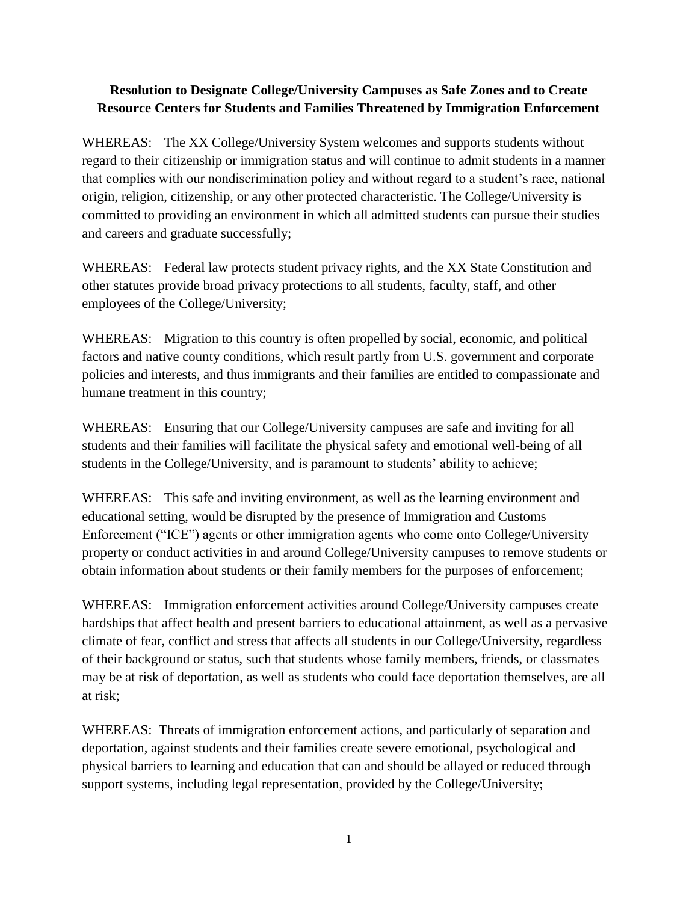**Resolution to Designate College/University Campuses as Safe Zones and to Create Resource Centers for Students and Families Threatened by Immigration Enforcement**

WHEREAS: The XX College/University System welcomes and supports students without regard to their citizenship or immigration status and will continue to admit students in a manner that complies with our nondiscrimination policy and without regard to a student's race, national origin, religion, citizenship, or any other protected characteristic. The College/University is committed to providing an environment in which all admitted students can pursue their studies and careers and graduate successfully;

WHEREAS: Federal law protects student privacy rights, and the XX State Constitution and other statutes provide broad privacy protections to all students, faculty, staff, and other employees of the College/University;

WHEREAS: Migration to this country is often propelled by social, economic, and political factors and native county conditions, which result partly from U.S. government and corporate policies and interests, and thus immigrants and their families are entitled to compassionate and humane treatment in this country;

WHEREAS: Ensuring that our College/University campuses are safe and inviting for all students and their families will facilitate the physical safety and emotional well-being of all students in the College/University, and is paramount to students' ability to achieve;

WHEREAS: This safe and inviting environment, as well as the learning environment and educational setting, would be disrupted by the presence of Immigration and Customs Enforcement ("ICE") agents or other immigration agents who come onto College/University property or conduct activities in and around College/University campuses to remove students or obtain information about students or their family members for the purposes of enforcement;

WHEREAS: Immigration enforcement activities around College/University campuses create hardships that affect health and present barriers to educational attainment, as well as a pervasive climate of fear, conflict and stress that affects all students in our College/University, regardless of their background or status, such that students whose family members, friends, or classmates may be at risk of deportation, as well as students who could face deportation themselves, are all at risk;

WHEREAS: Threats of immigration enforcement actions, and particularly of separation and deportation, against students and their families create severe emotional, psychological and physical barriers to learning and education that can and should be allayed or reduced through support systems, including legal representation, provided by the College/University;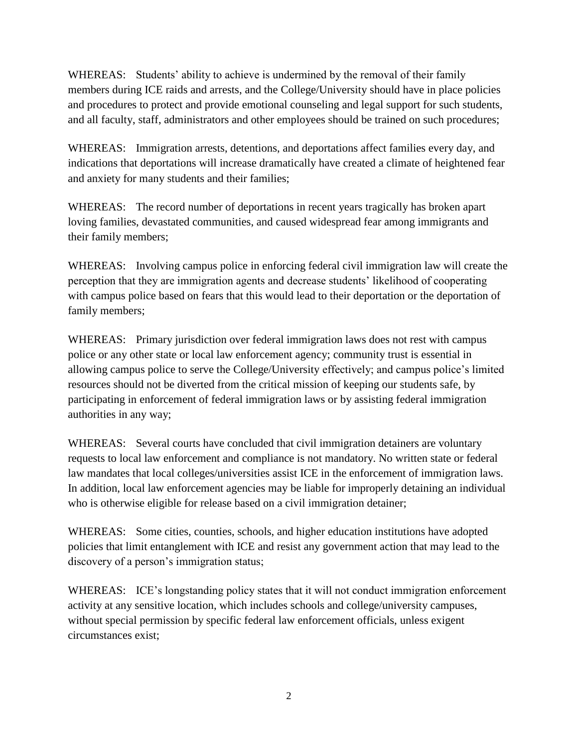WHEREAS: Students' ability to achieve is undermined by the removal of their family members during ICE raids and arrests, and the College/University should have in place policies and procedures to protect and provide emotional counseling and legal support for such students, and all faculty, staff, administrators and other employees should be trained on such procedures;

WHEREAS: Immigration arrests, detentions, and deportations affect families every day, and indications that deportations will increase dramatically have created a climate of heightened fear and anxiety for many students and their families;

WHEREAS: The record number of deportations in recent years tragically has broken apart loving families, devastated communities, and caused widespread fear among immigrants and their family members;

WHEREAS: Involving campus police in enforcing federal civil immigration law will create the perception that they are immigration agents and decrease students' likelihood of cooperating with campus police based on fears that this would lead to their deportation or the deportation of family members;

WHEREAS: Primary jurisdiction over federal immigration laws does not rest with campus police or any other state or local law enforcement agency; community trust is essential in allowing campus police to serve the College/University effectively; and campus police's limited resources should not be diverted from the critical mission of keeping our students safe, by participating in enforcement of federal immigration laws or by assisting federal immigration authorities in any way;

WHEREAS: Several courts have concluded that civil immigration detainers are voluntary requests to local law enforcement and compliance is not mandatory. No written state or federal law mandates that local colleges/universities assist ICE in the enforcement of immigration laws. In addition, local law enforcement agencies may be liable for improperly detaining an individual who is otherwise eligible for release based on a civil immigration detainer;

WHEREAS: Some cities, counties, schools, and higher education institutions have adopted policies that limit entanglement with ICE and resist any government action that may lead to the discovery of a person's immigration status;

WHEREAS: ICE's longstanding policy states that it will not conduct immigration enforcement activity at any sensitive location, which includes schools and college/university campuses, without special permission by specific federal law enforcement officials, unless exigent circumstances exist;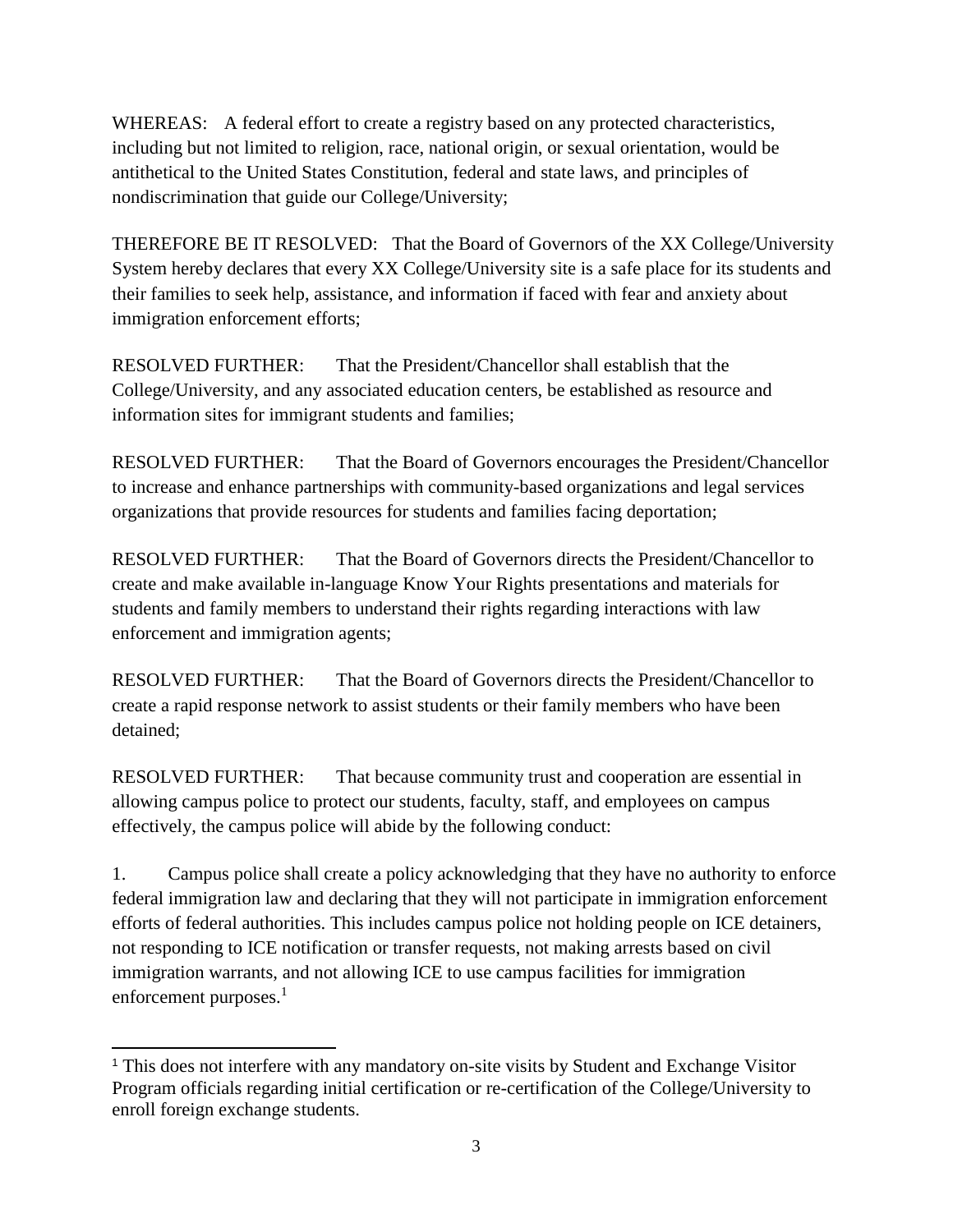WHEREAS: A federal effort to create a registry based on any protected characteristics, including but not limited to religion, race, national origin, or sexual orientation, would be antithetical to the United States Constitution, federal and state laws, and principles of nondiscrimination that guide our College/University;

THEREFORE BE IT RESOLVED: That the Board of Governors of the XX College/University System hereby declares that every XX College/University site is a safe place for its students and their families to seek help, assistance, and information if faced with fear and anxiety about immigration enforcement efforts;

RESOLVED FURTHER: That the President/Chancellor shall establish that the College/University, and any associated education centers, be established as resource and information sites for immigrant students and families;

RESOLVED FURTHER: That the Board of Governors encourages the President/Chancellor to increase and enhance partnerships with community-based organizations and legal services organizations that provide resources for students and families facing deportation;

RESOLVED FURTHER: That the Board of Governors directs the President/Chancellor to create and make available in-language Know Your Rights presentations and materials for students and family members to understand their rights regarding interactions with law enforcement and immigration agents;

RESOLVED FURTHER: That the Board of Governors directs the President/Chancellor to create a rapid response network to assist students or their family members who have been detained;

RESOLVED FURTHER: That because community trust and cooperation are essential in allowing campus police to protect our students, faculty, staff, and employees on campus effectively, the campus police will abide by the following conduct:

1. Campus police shall create a policy acknowledging that they have no authority to enforce federal immigration law and declaring that they will not participate in immigration enforcement efforts of federal authorities. This includes campus police not holding people on ICE detainers, not responding to ICE notification or transfer requests, not making arrests based on civil immigration warrants, and not allowing ICE to use campus facilities for immigration enforcement purposes.[1]

---

[1] This does not interfere with any mandatory on-site visits by Student and Exchange Visitor Program officials regarding initial certification or re-certification of the College/University to enroll foreign exchange students.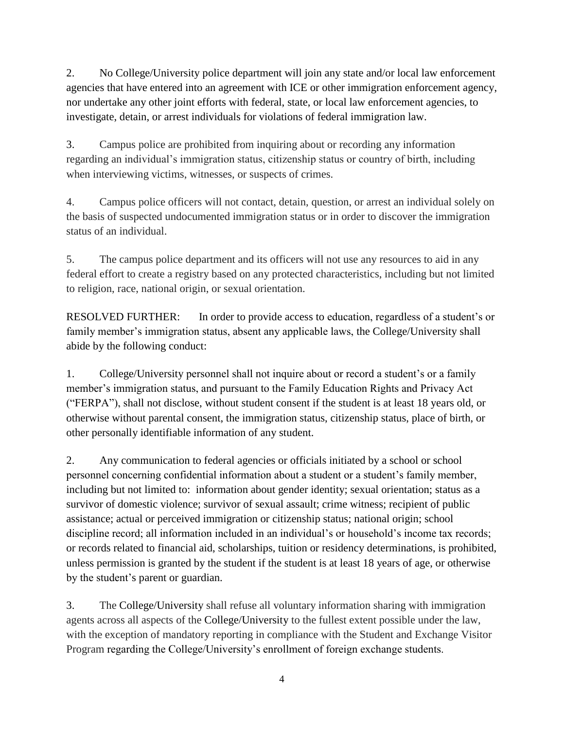2. No College/University police department will join any state and/or local law enforcement agencies that have entered into an agreement with ICE or other immigration enforcement agency, nor undertake any other joint efforts with federal, state, or local law enforcement agencies, to investigate, detain, or arrest individuals for violations of federal immigration law.

3. Campus police are prohibited from inquiring about or recording any information regarding an individual's immigration status, citizenship status or country of birth, including when interviewing victims, witnesses, or suspects of crimes.

4. Campus police officers will not contact, detain, question, or arrest an individual solely on the basis of suspected undocumented immigration status or in order to discover the immigration status of an individual.

5. The campus police department and its officers will not use any resources to aid in any federal effort to create a registry based on any protected characteristics, including but not limited to religion, race, national origin, or sexual orientation.

RESOLVED FURTHER: In order to provide access to education, regardless of a student's or family member's immigration status, absent any applicable laws, the College/University shall abide by the following conduct:

1. College/University personnel shall not inquire about or record a student's or a family member's immigration status, and pursuant to the Family Education Rights and Privacy Act ("FERPA"), shall not disclose, without student consent if the student is at least 18 years old, or otherwise without parental consent, the immigration status, citizenship status, place of birth, or other personally identifiable information of any student.

2. Any communication to federal agencies or officials initiated by a school or school personnel concerning confidential information about a student or a student's family member, including but not limited to: information about gender identity; sexual orientation; status as a survivor of domestic violence; survivor of sexual assault; crime witness; recipient of public assistance; actual or perceived immigration or citizenship status; national origin; school discipline record; all information included in an individual's or household's income tax records; or records related to financial aid, scholarships, tuition or residency determinations, is prohibited, unless permission is granted by the student if the student is at least 18 years of age, or otherwise by the student's parent or guardian.

3. The College/University shall refuse all voluntary information sharing with immigration agents across all aspects of the College/University to the fullest extent possible under the law, with the exception of mandatory reporting in compliance with the Student and Exchange Visitor Program regarding the College/University's enrollment of foreign exchange students.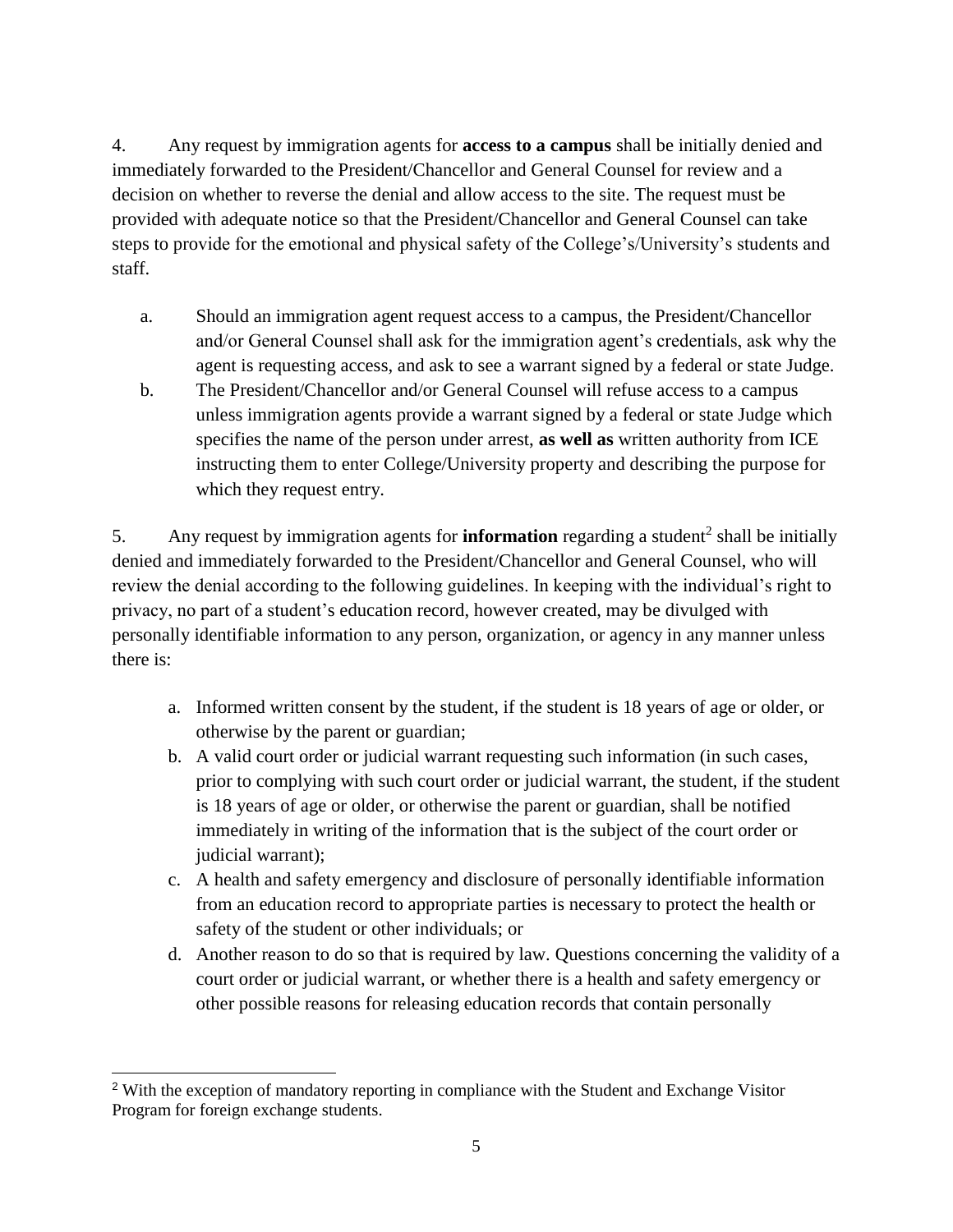4. Any request by immigration agents for **access to a campus** shall be initially denied and immediately forwarded to the President/Chancellor and General Counsel for review and a decision on whether to reverse the denial and allow access to the site. The request must be provided with adequate notice so that the President/Chancellor and General Counsel can take steps to provide for the emotional and physical safety of the College's/University's students and staff.

   a. Should an immigration agent request access to a campus, the President/Chancellor and/or General Counsel shall ask for the immigration agent's credentials, ask why the agent is requesting access, and ask to see a warrant signed by a federal or state Judge.
   b. The President/Chancellor and/or General Counsel will refuse access to a campus unless immigration agents provide a warrant signed by a federal or state Judge which specifies the name of the person under arrest, **as well as** written authority from ICE instructing them to enter College/University property and describing the purpose for which they request entry.

5. Any request by immigration agents for **information** regarding a student[2] shall be initially denied and immediately forwarded to the President/Chancellor and General Counsel, who will review the denial according to the following guidelines. In keeping with the individual's right to privacy, no part of a student's education record, however created, may be divulged with personally identifiable information to any person, organization, or agency in any manner unless there is:

   a. Informed written consent by the student, if the student is 18 years of age or older, or otherwise by the parent or guardian;
   b. A valid court order or judicial warrant requesting such information (in such cases, prior to complying with such court order or judicial warrant, the student, if the student is 18 years of age or older, or otherwise the parent or guardian, shall be notified immediately in writing of the information that is the subject of the court order or judicial warrant);
   c. A health and safety emergency and disclosure of personally identifiable information from an education record to appropriate parties is necessary to protect the health or safety of the student or other individuals; or
   d. Another reason to do so that is required by law. Questions concerning the validity of a court order or judicial warrant, or whether there is a health and safety emergency or other possible reasons for releasing education records that contain personally

[2] With the exception of mandatory reporting in compliance with the Student and Exchange Visitor Program for foreign exchange students.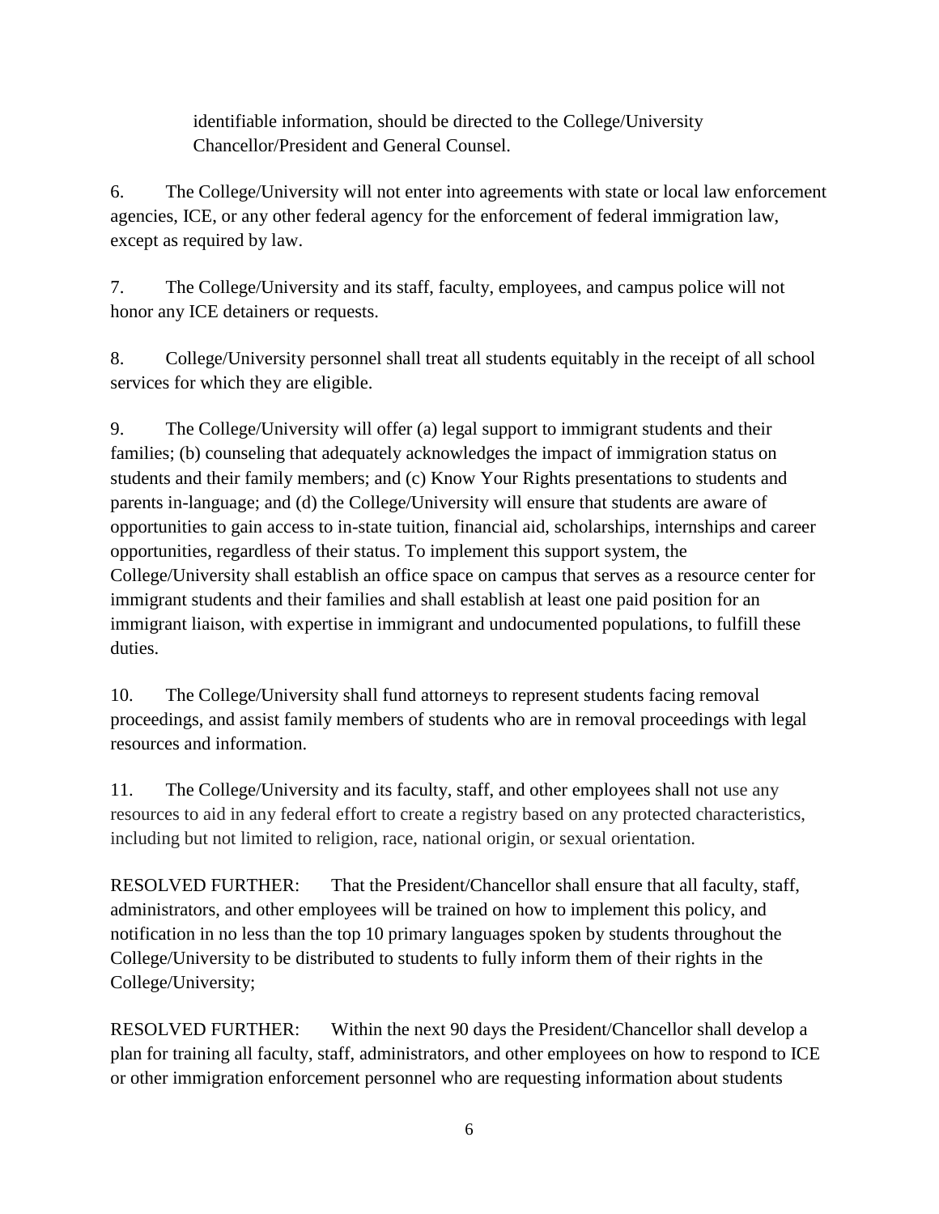identifiable information, should be directed to the College/University Chancellor/President and General Counsel.

6. The College/University will not enter into agreements with state or local law enforcement agencies, ICE, or any other federal agency for the enforcement of federal immigration law, except as required by law.

7. The College/University and its staff, faculty, employees, and campus police will not honor any ICE detainers or requests.

8. College/University personnel shall treat all students equitably in the receipt of all school services for which they are eligible.

9. The College/University will offer (a) legal support to immigrant students and their families; (b) counseling that adequately acknowledges the impact of immigration status on students and their family members; and (c) Know Your Rights presentations to students and parents in-language; and (d) the College/University will ensure that students are aware of opportunities to gain access to in-state tuition, financial aid, scholarships, internships and career opportunities, regardless of their status. To implement this support system, the College/University shall establish an office space on campus that serves as a resource center for immigrant students and their families and shall establish at least one paid position for an immigrant liaison, with expertise in immigrant and undocumented populations, to fulfill these duties.

10. The College/University shall fund attorneys to represent students facing removal proceedings, and assist family members of students who are in removal proceedings with legal resources and information.

11. The College/University and its faculty, staff, and other employees shall not use any resources to aid in any federal effort to create a registry based on any protected characteristics, including but not limited to religion, race, national origin, or sexual orientation.

RESOLVED FURTHER: That the President/Chancellor shall ensure that all faculty, staff, administrators, and other employees will be trained on how to implement this policy, and notification in no less than the top 10 primary languages spoken by students throughout the College/University to be distributed to students to fully inform them of their rights in the College/University;

RESOLVED FURTHER: Within the next 90 days the President/Chancellor shall develop a plan for training all faculty, staff, administrators, and other employees on how to respond to ICE or other immigration enforcement personnel who are requesting information about students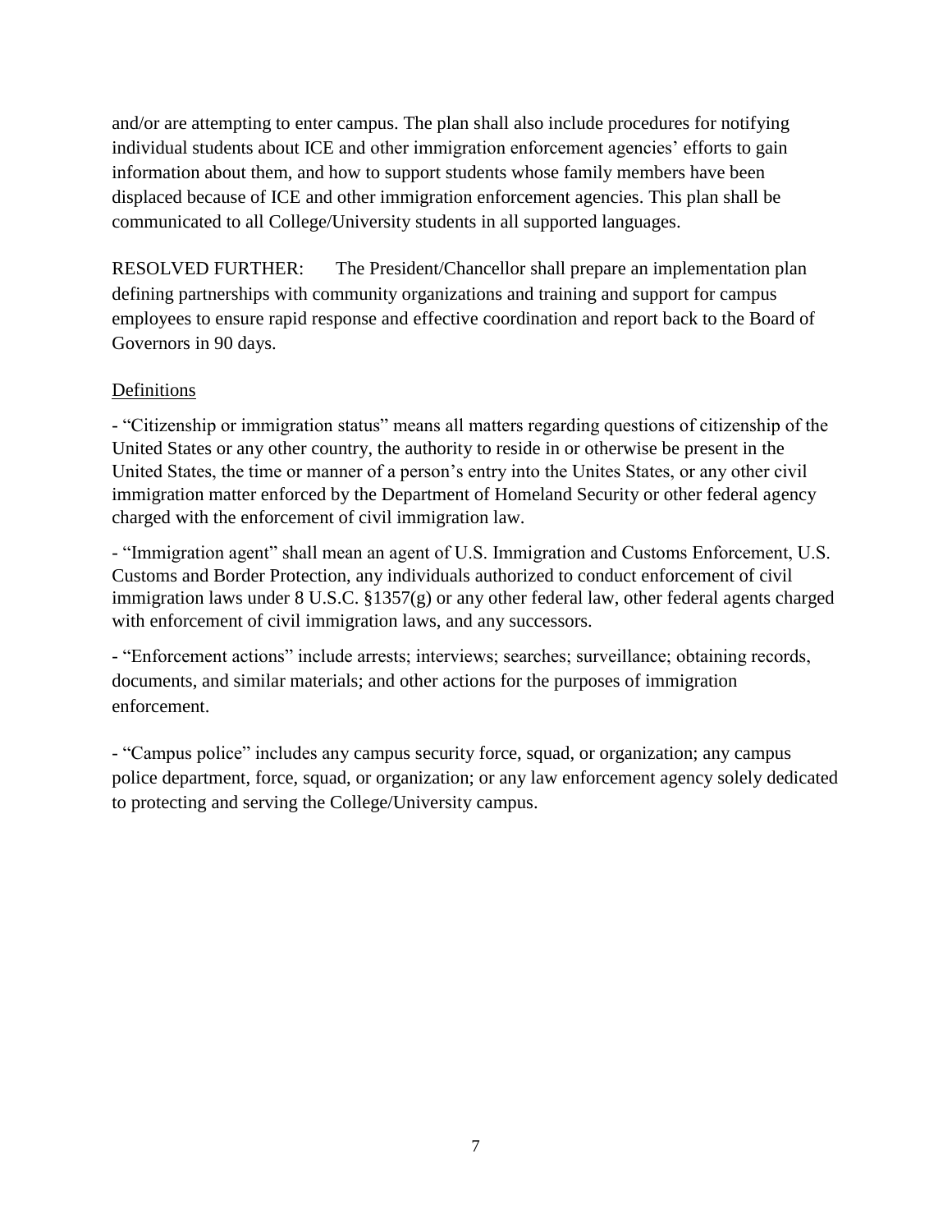and/or are attempting to enter campus. The plan shall also include procedures for notifying individual students about ICE and other immigration enforcement agencies' efforts to gain information about them, and how to support students whose family members have been displaced because of ICE and other immigration enforcement agencies. This plan shall be communicated to all College/University students in all supported languages.

RESOLVED FURTHER: The President/Chancellor shall prepare an implementation plan defining partnerships with community organizations and training and support for campus employees to ensure rapid response and effective coordination and report back to the Board of Governors in 90 days.

<u>Definitions</u>

- "Citizenship or immigration status" means all matters regarding questions of citizenship of the United States or any other country, the authority to reside in or otherwise be present in the United States, the time or manner of a person's entry into the Unites States, or any other civil immigration matter enforced by the Department of Homeland Security or other federal agency charged with the enforcement of civil immigration law.

- "Immigration agent" shall mean an agent of U.S. Immigration and Customs Enforcement, U.S. Customs and Border Protection, any individuals authorized to conduct enforcement of civil immigration laws under 8 U.S.C. §1357(g) or any other federal law, other federal agents charged with enforcement of civil immigration laws, and any successors.

- "Enforcement actions" include arrests; interviews; searches; surveillance; obtaining records, documents, and similar materials; and other actions for the purposes of immigration enforcement.

- "Campus police" includes any campus security force, squad, or organization; any campus police department, force, squad, or organization; or any law enforcement agency solely dedicated to protecting and serving the College/University campus.